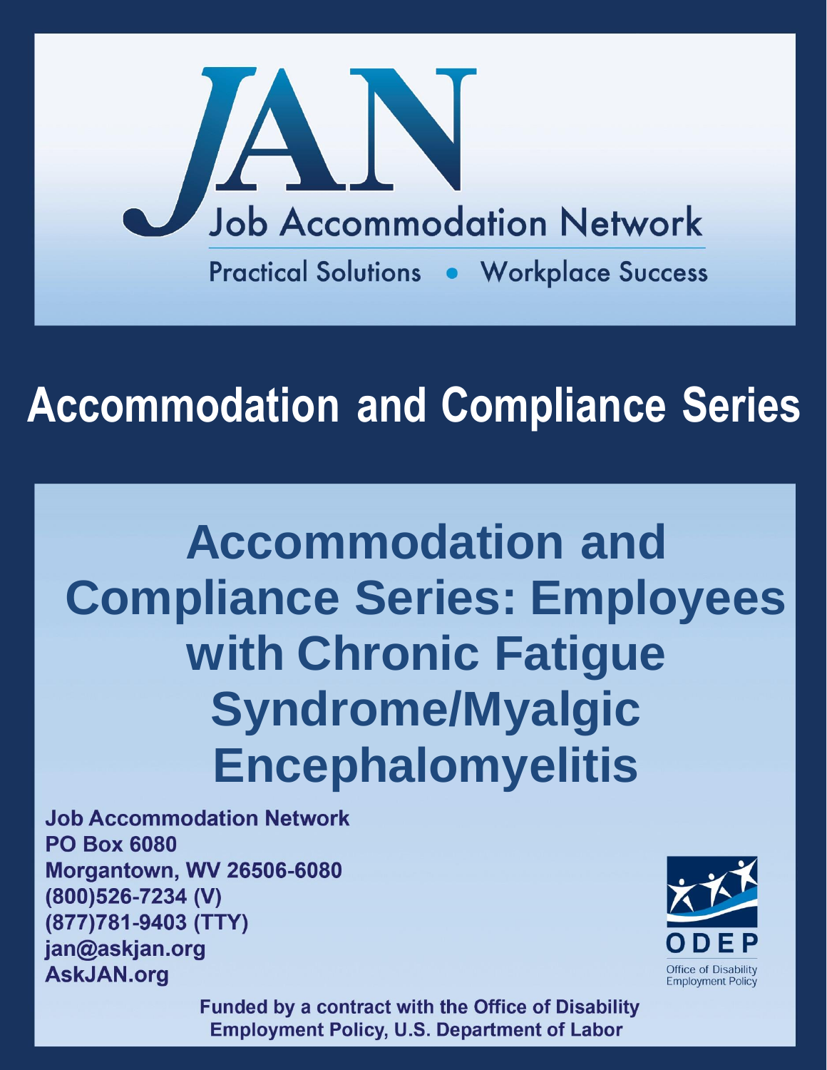# Job Accommodation Network

Practical Solutions • Workplace Success

## Accommodation and Compliance Series

# Accommodation and Compliance Series: Employees with Chronic Fatigue Syndrome/Myalgic Encephalomyelitis

**Job Accommodation Network**
**PO Box 6080**
**Morgantown, WV 26506-6080**
**(800)526-7234 (V)**
**(877)781-9403 (TTY)**
**jan@askjan.org**
**AskJAN.org**

ODEP
Office of Disability Employment Policy

**Funded by a contract with the Office of Disability Employment Policy, U.S. Department of Labor**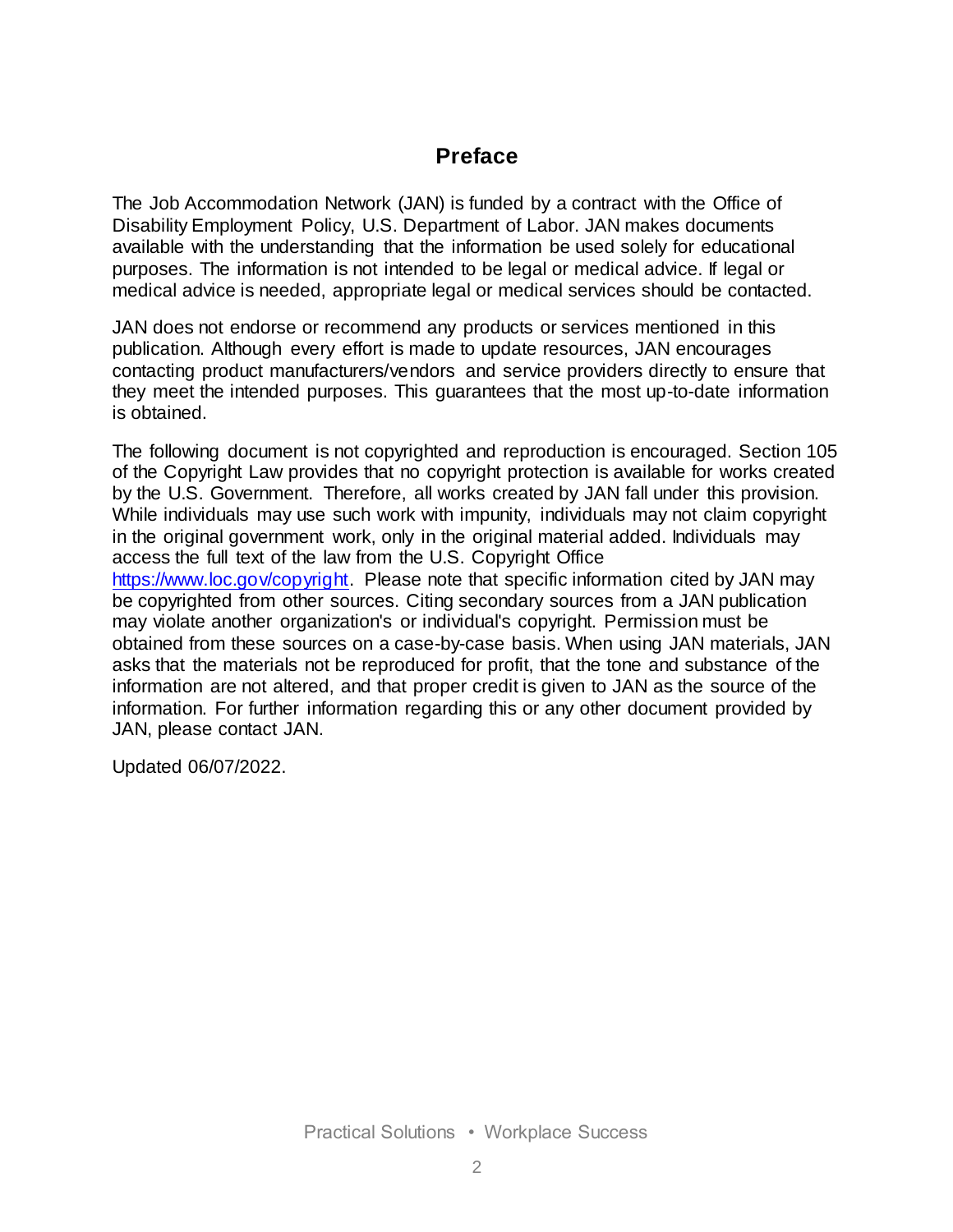## Preface

The Job Accommodation Network (JAN) is funded by a contract with the Office of Disability Employment Policy, U.S. Department of Labor. JAN makes documents available with the understanding that the information be used solely for educational purposes. The information is not intended to be legal or medical advice. If legal or medical advice is needed, appropriate legal or medical services should be contacted.

JAN does not endorse or recommend any products or services mentioned in this publication. Although every effort is made to update resources, JAN encourages contacting product manufacturers/vendors and service providers directly to ensure that they meet the intended purposes. This guarantees that the most up-to-date information is obtained.

The following document is not copyrighted and reproduction is encouraged. Section 105 of the Copyright Law provides that no copyright protection is available for works created by the U.S. Government. Therefore, all works created by JAN fall under this provision. While individuals may use such work with impunity, individuals may not claim copyright in the original government work, only in the original material added. Individuals may access the full text of the law from the U.S. Copyright Office https://www.loc.gov/copyright. Please note that specific information cited by JAN may be copyrighted from other sources. Citing secondary sources from a JAN publication may violate another organization's or individual's copyright. Permission must be obtained from these sources on a case-by-case basis. When using JAN materials, JAN asks that the materials not be reproduced for profit, that the tone and substance of the information are not altered, and that proper credit is given to JAN as the source of the information. For further information regarding this or any other document provided by JAN, please contact JAN.

Updated 06/07/2022.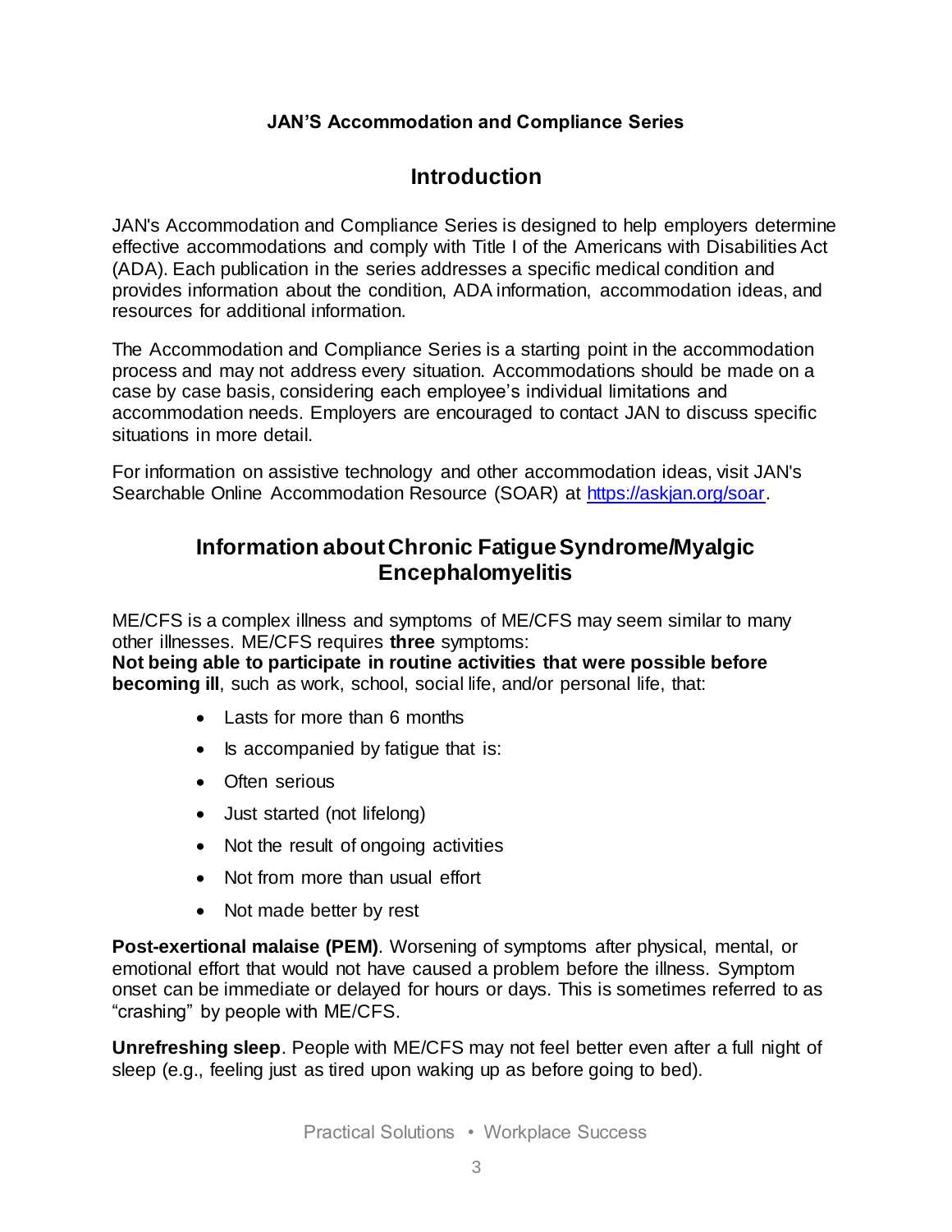**JAN'S Accommodation and Compliance Series**

## Introduction

JAN's Accommodation and Compliance Series is designed to help employers determine effective accommodations and comply with Title I of the Americans with Disabilities Act (ADA). Each publication in the series addresses a specific medical condition and provides information about the condition, ADA information, accommodation ideas, and resources for additional information.

The Accommodation and Compliance Series is a starting point in the accommodation process and may not address every situation. Accommodations should be made on a case by case basis, considering each employee's individual limitations and accommodation needs. Employers are encouraged to contact JAN to discuss specific situations in more detail.

For information on assistive technology and other accommodation ideas, visit JAN's Searchable Online Accommodation Resource (SOAR) at https://askjan.org/soar.

## Information about Chronic Fatigue Syndrome/Myalgic Encephalomyelitis

ME/CFS is a complex illness and symptoms of ME/CFS may seem similar to many other illnesses. ME/CFS requires **three** symptoms:
**Not being able to participate in routine activities that were possible before becoming ill**, such as work, school, social life, and/or personal life, that:

- Lasts for more than 6 months
- Is accompanied by fatigue that is:
- Often serious
- Just started (not lifelong)
- Not the result of ongoing activities
- Not from more than usual effort
- Not made better by rest

**Post-exertional malaise (PEM)**. Worsening of symptoms after physical, mental, or emotional effort that would not have caused a problem before the illness. Symptom onset can be immediate or delayed for hours or days. This is sometimes referred to as "crashing" by people with ME/CFS.

**Unrefreshing sleep**. People with ME/CFS may not feel better even after a full night of sleep (e.g., feeling just as tired upon waking up as before going to bed).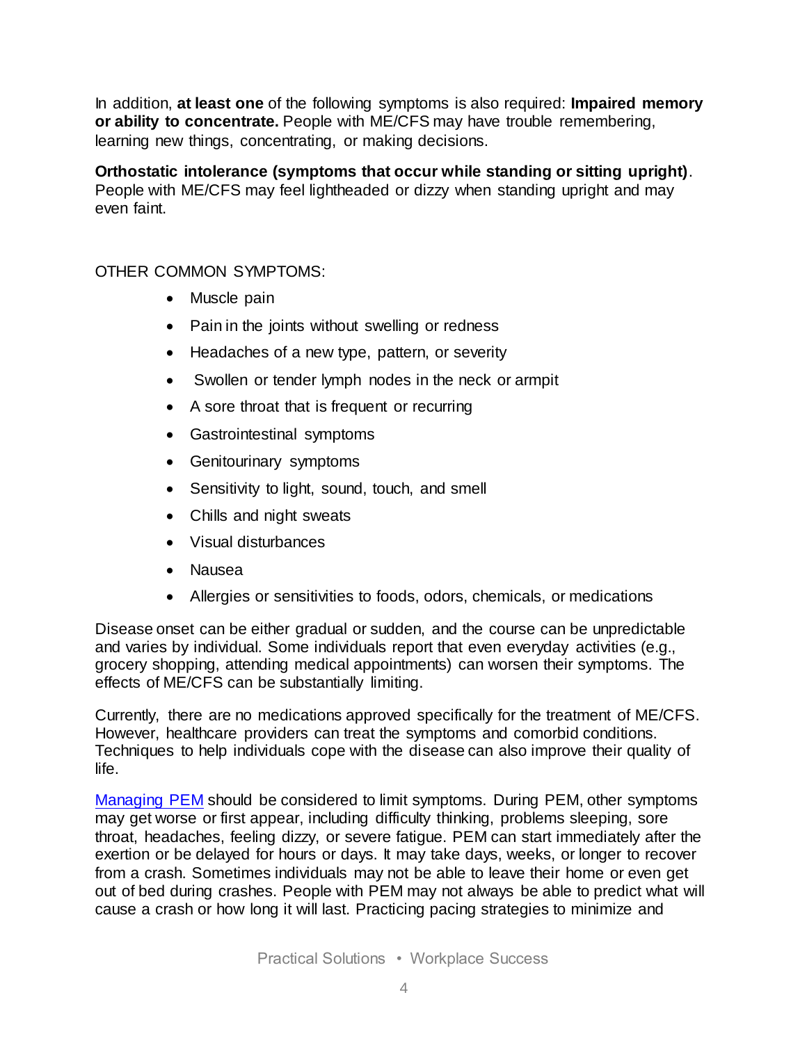In addition, **at least one** of the following symptoms is also required: **Impaired memory or ability to concentrate.** People with ME/CFS may have trouble remembering, learning new things, concentrating, or making decisions.

**Orthostatic intolerance (symptoms that occur while standing or sitting upright)**. People with ME/CFS may feel lightheaded or dizzy when standing upright and may even faint.

OTHER COMMON SYMPTOMS:

- Muscle pain
- Pain in the joints without swelling or redness
- Headaches of a new type, pattern, or severity
- Swollen or tender lymph nodes in the neck or armpit
- A sore throat that is frequent or recurring
- Gastrointestinal symptoms
- Genitourinary symptoms
- Sensitivity to light, sound, touch, and smell
- Chills and night sweats
- Visual disturbances
- Nausea
- Allergies or sensitivities to foods, odors, chemicals, or medications

Disease onset can be either gradual or sudden, and the course can be unpredictable and varies by individual. Some individuals report that even everyday activities (e.g., grocery shopping, attending medical appointments) can worsen their symptoms. The effects of ME/CFS can be substantially limiting.

Currently, there are no medications approved specifically for the treatment of ME/CFS. However, healthcare providers can treat the symptoms and comorbid conditions. Techniques to help individuals cope with the disease can also improve their quality of life.

Managing PEM should be considered to limit symptoms. During PEM, other symptoms may get worse or first appear, including difficulty thinking, problems sleeping, sore throat, headaches, feeling dizzy, or severe fatigue. PEM can start immediately after the exertion or be delayed for hours or days. It may take days, weeks, or longer to recover from a crash. Sometimes individuals may not be able to leave their home or even get out of bed during crashes. People with PEM may not always be able to predict what will cause a crash or how long it will last. Practicing pacing strategies to minimize and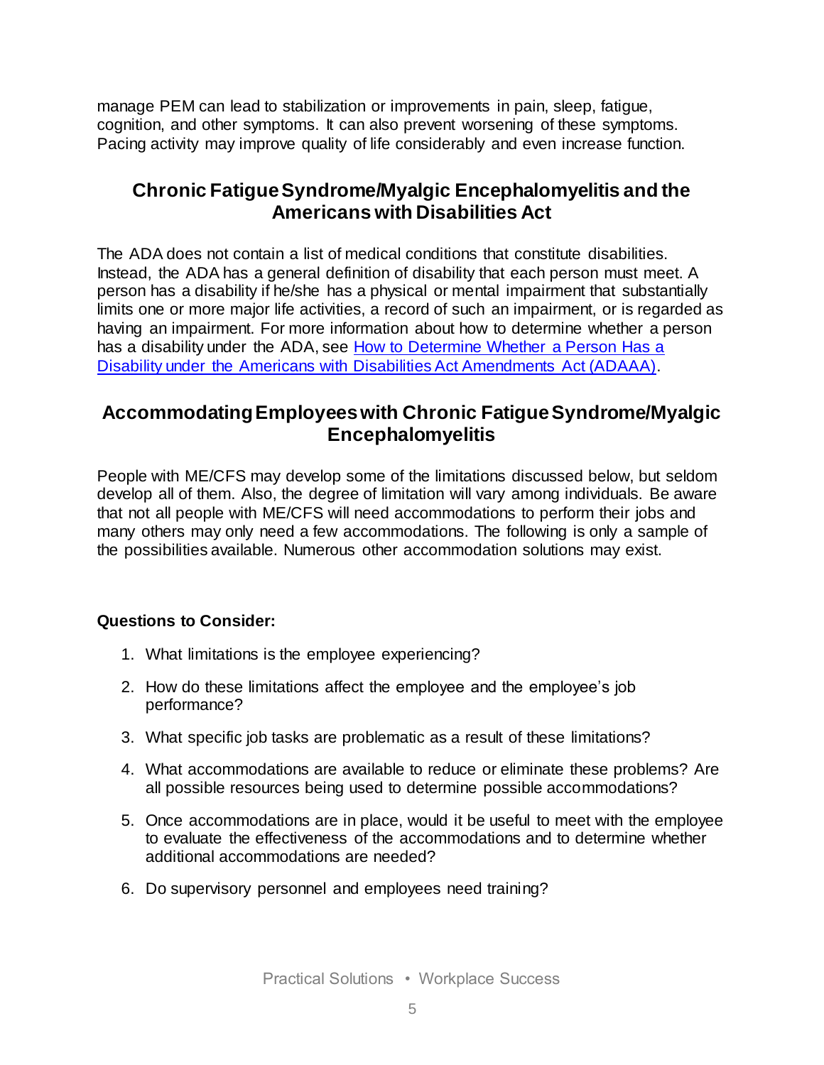manage PEM can lead to stabilization or improvements in pain, sleep, fatigue, cognition, and other symptoms. It can also prevent worsening of these symptoms. Pacing activity may improve quality of life considerably and even increase function.

## Chronic Fatigue Syndrome/Myalgic Encephalomyelitis and the Americans with Disabilities Act

The ADA does not contain a list of medical conditions that constitute disabilities. Instead, the ADA has a general definition of disability that each person must meet. A person has a disability if he/she has a physical or mental impairment that substantially limits one or more major life activities, a record of such an impairment, or is regarded as having an impairment. For more information about how to determine whether a person has a disability under the ADA, see [How to Determine Whether a Person Has a Disability under the Americans with Disabilities Act Amendments Act (ADAAA)]().

## Accommodating Employees with Chronic Fatigue Syndrome/Myalgic Encephalomyelitis

People with ME/CFS may develop some of the limitations discussed below, but seldom develop all of them. Also, the degree of limitation will vary among individuals. Be aware that not all people with ME/CFS will need accommodations to perform their jobs and many others may only need a few accommodations. The following is only a sample of the possibilities available. Numerous other accommodation solutions may exist.

**Questions to Consider:**

1. What limitations is the employee experiencing?
2. How do these limitations affect the employee and the employee's job performance?
3. What specific job tasks are problematic as a result of these limitations?
4. What accommodations are available to reduce or eliminate these problems? Are all possible resources being used to determine possible accommodations?
5. Once accommodations are in place, would it be useful to meet with the employee to evaluate the effectiveness of the accommodations and to determine whether additional accommodations are needed?
6. Do supervisory personnel and employees need training?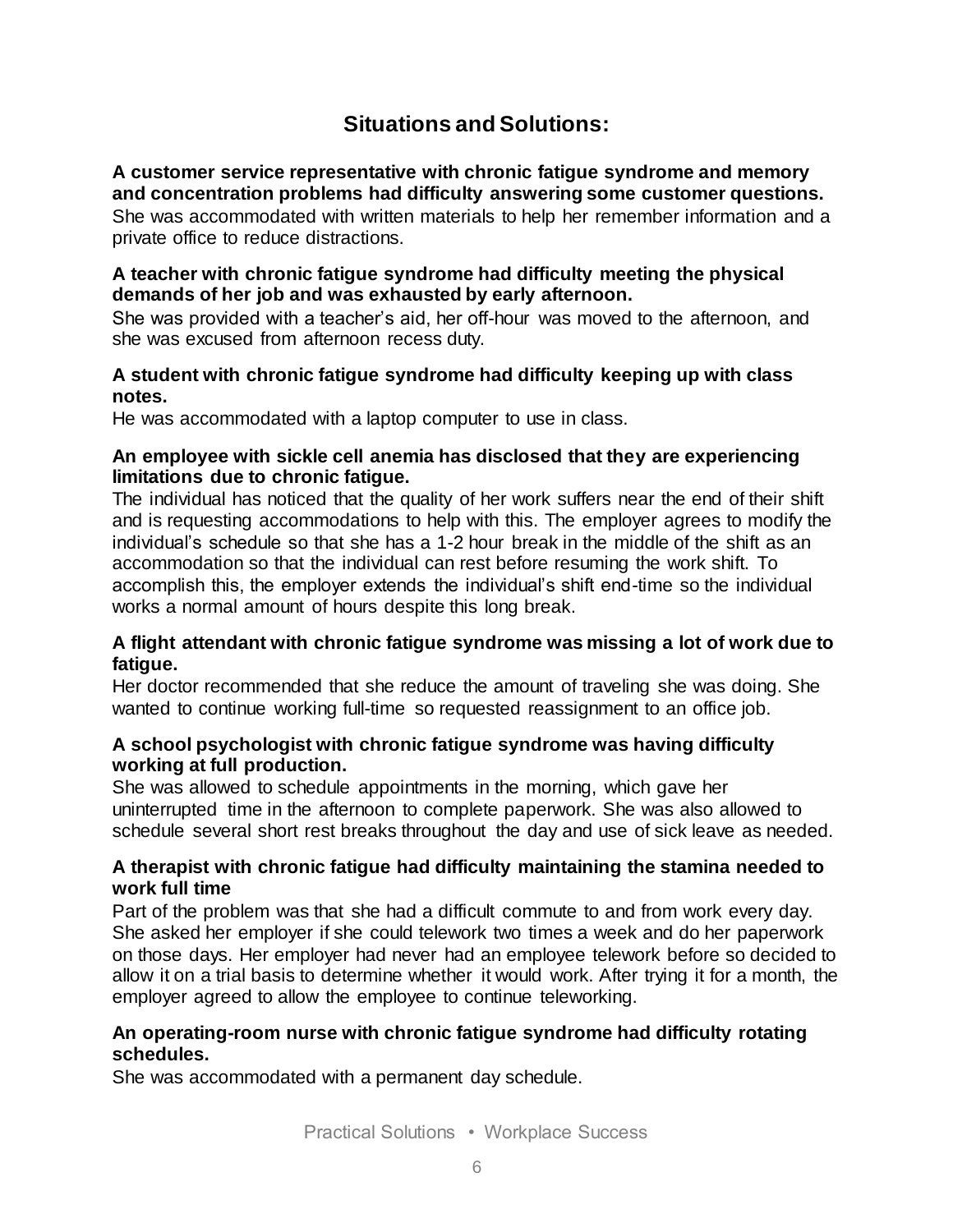## Situations and Solutions:

**A customer service representative with chronic fatigue syndrome and memory and concentration problems had difficulty answering some customer questions.**
She was accommodated with written materials to help her remember information and a private office to reduce distractions.

**A teacher with chronic fatigue syndrome had difficulty meeting the physical demands of her job and was exhausted by early afternoon.**
She was provided with a teacher's aid, her off-hour was moved to the afternoon, and she was excused from afternoon recess duty.

**A student with chronic fatigue syndrome had difficulty keeping up with class notes.**
He was accommodated with a laptop computer to use in class.

**An employee with sickle cell anemia has disclosed that they are experiencing limitations due to chronic fatigue.**
The individual has noticed that the quality of her work suffers near the end of their shift and is requesting accommodations to help with this. The employer agrees to modify the individual's schedule so that she has a 1-2 hour break in the middle of the shift as an accommodation so that the individual can rest before resuming the work shift. To accomplish this, the employer extends the individual's shift end-time so the individual works a normal amount of hours despite this long break.

**A flight attendant with chronic fatigue syndrome was missing a lot of work due to fatigue.**
Her doctor recommended that she reduce the amount of traveling she was doing. She wanted to continue working full-time so requested reassignment to an office job.

**A school psychologist with chronic fatigue syndrome was having difficulty working at full production.**
She was allowed to schedule appointments in the morning, which gave her uninterrupted time in the afternoon to complete paperwork. She was also allowed to schedule several short rest breaks throughout the day and use of sick leave as needed.

**A therapist with chronic fatigue had difficulty maintaining the stamina needed to work full time**
Part of the problem was that she had a difficult commute to and from work every day. She asked her employer if she could telework two times a week and do her paperwork on those days. Her employer had never had an employee telework before so decided to allow it on a trial basis to determine whether it would work. After trying it for a month, the employer agreed to allow the employee to continue teleworking.

**An operating-room nurse with chronic fatigue syndrome had difficulty rotating schedules.**
She was accommodated with a permanent day schedule.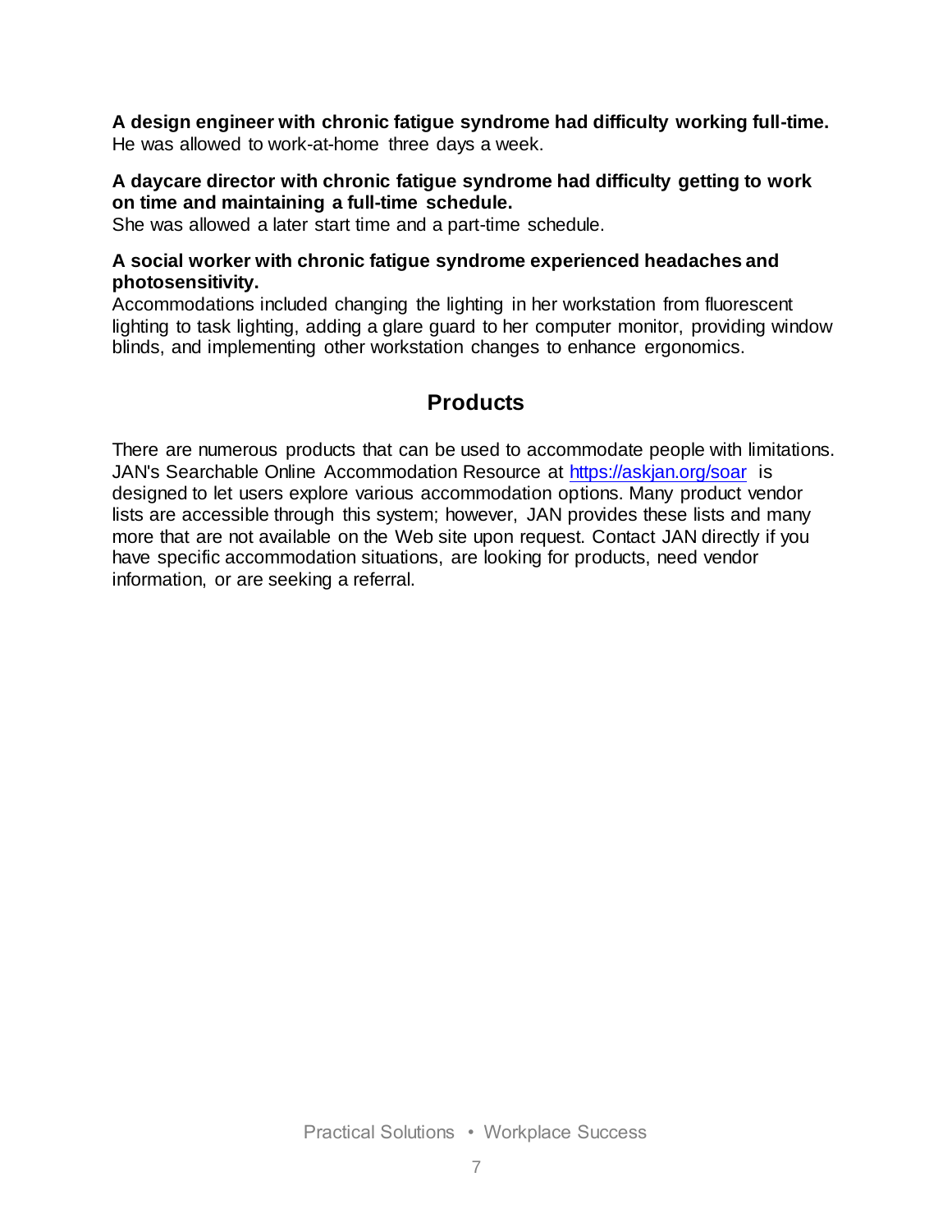**A design engineer with chronic fatigue syndrome had difficulty working full-time.**
He was allowed to work-at-home three days a week.

**A daycare director with chronic fatigue syndrome had difficulty getting to work on time and maintaining a full-time schedule.**
She was allowed a later start time and a part-time schedule.

**A social worker with chronic fatigue syndrome experienced headaches and photosensitivity.**
Accommodations included changing the lighting in her workstation from fluorescent lighting to task lighting, adding a glare guard to her computer monitor, providing window blinds, and implementing other workstation changes to enhance ergonomics.

## Products

There are numerous products that can be used to accommodate people with limitations. JAN's Searchable Online Accommodation Resource at [https://askjan.org/soar](https://askjan.org/soar) is designed to let users explore various accommodation options. Many product vendor lists are accessible through this system; however, JAN provides these lists and many more that are not available on the Web site upon request. Contact JAN directly if you have specific accommodation situations, are looking for products, need vendor information, or are seeking a referral.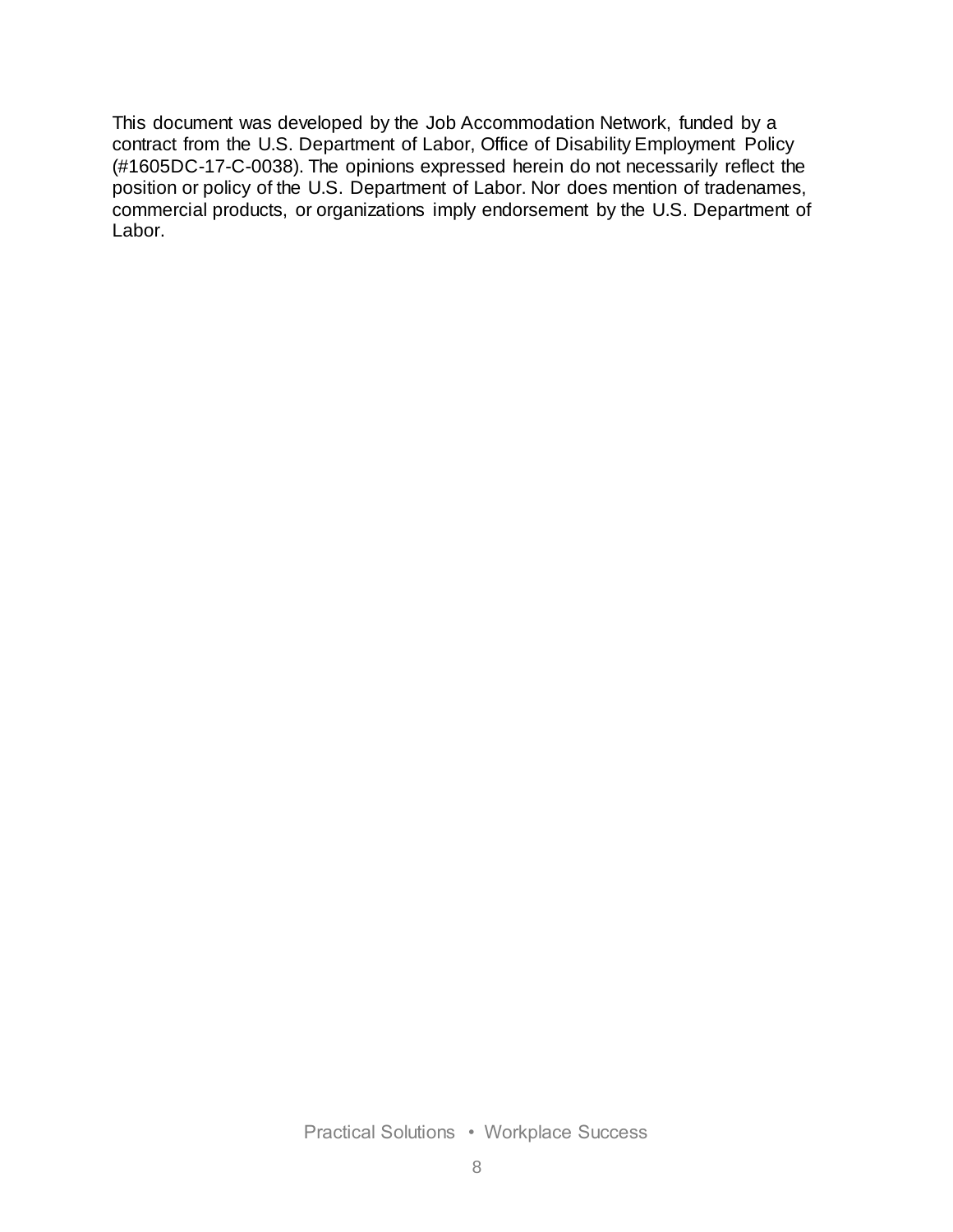This document was developed by the Job Accommodation Network, funded by a contract from the U.S. Department of Labor, Office of Disability Employment Policy (#1605DC-17-C-0038). The opinions expressed herein do not necessarily reflect the position or policy of the U.S. Department of Labor. Nor does mention of tradenames, commercial products, or organizations imply endorsement by the U.S. Department of Labor.